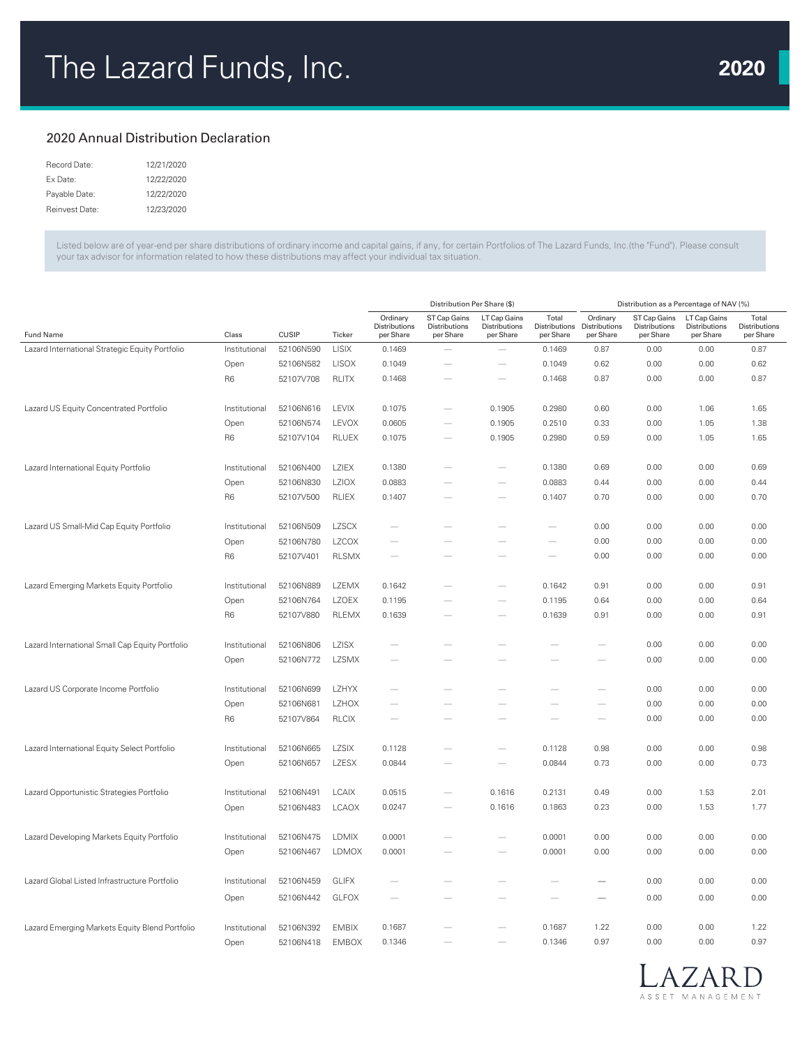# The Lazard Funds, Inc.

**2020**

## 2020 Annual Distribution Declaration

| | |
|---|---|
| Record Date: | 12/21/2020 |
| Ex Date: | 12/22/2020 |
| Payable Date: | 12/22/2020 |
| Reinvest Date: | 12/23/2020 |

Listed below are of year-end per share distributions of ordinary income and capital gains, if any, for certain Portfolios of The Lazard Funds, Inc.(the "Fund"). Please consult your tax advisor for information related to how these distributions may affect your individual tax situation.

| | | | | Distribution Per Share ($) | | | | Distribution as a Percentage of NAV (%) | | | |
|---|---|---|---|---|---|---|---|---|---|---|---|
| Fund Name | Class | CUSIP | Ticker | Ordinary Distributions per Share | ST Cap Gains Distributions per Share | LT Cap Gains Distributions per Share | Total Distributions per Share | Ordinary Distributions per Share | ST Cap Gains Distributions per Share | LT Cap Gains Distributions per Share | Total Distributions per Share |
| Lazard International Strategic Equity Portfolio | Institutional | 52106N590 | LISIX | 0.1469 | — | — | 0.1469 | 0.87 | 0.00 | 0.00 | 0.87 |
| | Open | 52106N582 | LISOX | 0.1049 | — | — | 0.1049 | 0.62 | 0.00 | 0.00 | 0.62 |
| | R6 | 52107V708 | RLITX | 0.1468 | — | — | 0.1468 | 0.87 | 0.00 | 0.00 | 0.87 |
| Lazard US Equity Concentrated Portfolio | Institutional | 52106N616 | LEVIX | 0.1075 | — | 0.1905 | 0.2980 | 0.60 | 0.00 | 1.06 | 1.65 |
| | Open | 52106N574 | LEVOX | 0.0605 | — | 0.1905 | 0.2510 | 0.33 | 0.00 | 1.05 | 1.38 |
| | R6 | 52107V104 | RLUEX | 0.1075 | — | 0.1905 | 0.2980 | 0.59 | 0.00 | 1.05 | 1.65 |
| Lazard International Equity Portfolio | Institutional | 52106N400 | LZIEX | 0.1380 | — | — | 0.1380 | 0.69 | 0.00 | 0.00 | 0.69 |
| | Open | 52106N830 | LZIOX | 0.0883 | — | — | 0.0883 | 0.44 | 0.00 | 0.00 | 0.44 |
| | R6 | 52107V500 | RLIEX | 0.1407 | — | — | 0.1407 | 0.70 | 0.00 | 0.00 | 0.70 |
| Lazard US Small-Mid Cap Equity Portfolio | Institutional | 52106N509 | LZSCX | — | — | — | — | 0.00 | 0.00 | 0.00 | 0.00 |
| | Open | 52106N780 | LZCOX | — | — | — | — | 0.00 | 0.00 | 0.00 | 0.00 |
| | R6 | 52107V401 | RLSMX | — | — | — | — | 0.00 | 0.00 | 0.00 | 0.00 |
| Lazard Emerging Markets Equity Portfolio | Institutional | 52106N889 | LZEMX | 0.1642 | — | — | 0.1642 | 0.91 | 0.00 | 0.00 | 0.91 |
| | Open | 52106N764 | LZOEX | 0.1195 | — | — | 0.1195 | 0.64 | 0.00 | 0.00 | 0.64 |
| | R6 | 52107V880 | RLEMX | 0.1639 | — | — | 0.1639 | 0.91 | 0.00 | 0.00 | 0.91 |
| Lazard International Small Cap Equity Portfolio | Institutional | 52106N806 | LZISX | — | — | — | — | — | 0.00 | 0.00 | 0.00 |
| | Open | 52106N772 | LZSMX | — | — | — | — | — | 0.00 | 0.00 | 0.00 |
| Lazard US Corporate Income Portfolio | Institutional | 52106N699 | LZHYX | — | — | — | — | — | 0.00 | 0.00 | 0.00 |
| | Open | 52106N681 | LZHOX | — | — | — | — | — | 0.00 | 0.00 | 0.00 |
| | R6 | 52107V864 | RLCIX | — | — | — | — | — | 0.00 | 0.00 | 0.00 |
| Lazard International Equity Select Portfolio | Institutional | 52106N665 | LZSIX | 0.1128 | — | — | 0.1128 | 0.98 | 0.00 | 0.00 | 0.98 |
| | Open | 52106N657 | LZESX | 0.0844 | — | — | 0.0844 | 0.73 | 0.00 | 0.00 | 0.73 |
| Lazard Opportunistic Strategies Portfolio | Institutional | 52106N491 | LCAIX | 0.0515 | — | 0.1616 | 0.2131 | 0.49 | 0.00 | 1.53 | 2.01 |
| | Open | 52106N483 | LCAOX | 0.0247 | — | 0.1616 | 0.1863 | 0.23 | 0.00 | 1.53 | 1.77 |
| Lazard Developing Markets Equity Portfolio | Institutional | 52106N475 | LDMIX | 0.0001 | — | — | 0.0001 | 0.00 | 0.00 | 0.00 | 0.00 |
| | Open | 52106N467 | LDMOX | 0.0001 | — | — | 0.0001 | 0.00 | 0.00 | 0.00 | 0.00 |
| Lazard Global Listed Infrastructure Portfolio | Institutional | 52106N459 | GLIFX | — | — | — | — | — | 0.00 | 0.00 | 0.00 |
| | Open | 52106N442 | GLFOX | — | — | — | — | — | 0.00 | 0.00 | 0.00 |
| Lazard Emerging Markets Equity Blend Portfolio | Institutional | 52106N392 | EMBIX | 0.1687 | — | — | 0.1687 | 1.22 | 0.00 | 0.00 | 1.22 |
| | Open | 52106N418 | EMBOX | 0.1346 | — | — | 0.1346 | 0.97 | 0.00 | 0.00 | 0.97 |

LAZARD
ASSET MANAGEMENT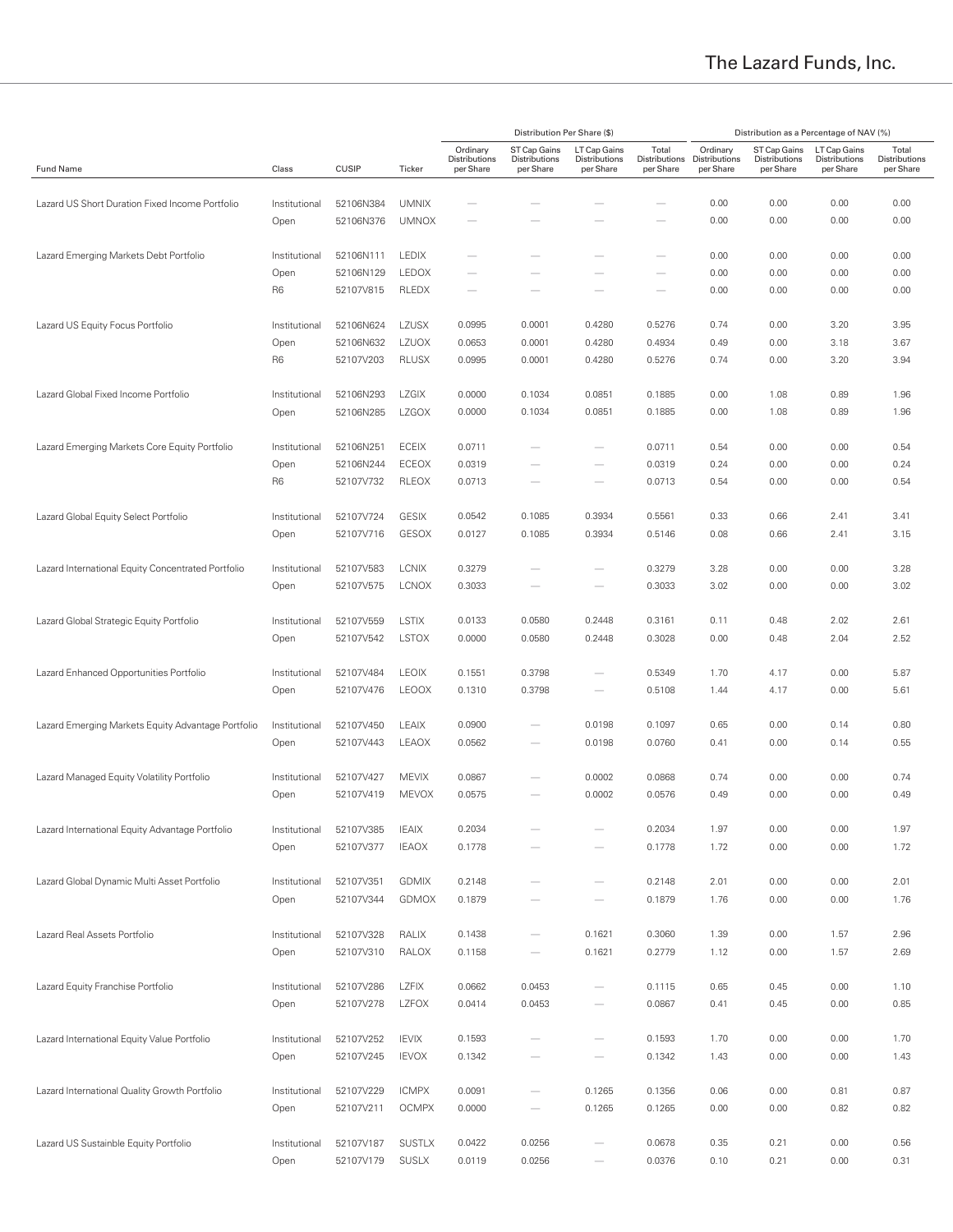| Fund Name | Class | CUSIP | Ticker | Distribution Per Share ($) | | | | Distribution as a Percentage of NAV (%) | | | |
|---|---|---|---|---|---|---|---|---|---|---|---|
| | | | | Ordinary Distributions per Share | ST Cap Gains Distributions per Share | LT Cap Gains Distributions per Share | Total Distributions per Share | Ordinary Distributions per Share | ST Cap Gains Distributions per Share | LT Cap Gains Distributions per Share | Total Distributions per Share |
| Lazard US Short Duration Fixed Income Portfolio | Institutional | 52106N384 | UMNIX | — | — | — | — | 0.00 | 0.00 | 0.00 | 0.00 |
| | Open | 52106N376 | UMNOX | — | — | — | — | 0.00 | 0.00 | 0.00 | 0.00 |
| Lazard Emerging Markets Debt Portfolio | Institutional | 52106N111 | LEDIX | — | — | — | — | 0.00 | 0.00 | 0.00 | 0.00 |
| | Open | 52106N129 | LEDOX | — | — | — | — | 0.00 | 0.00 | 0.00 | 0.00 |
| | R6 | 52107V815 | RLEDX | — | — | — | — | 0.00 | 0.00 | 0.00 | 0.00 |
| Lazard US Equity Focus Portfolio | Institutional | 52106N624 | LZUSX | 0.0995 | 0.0001 | 0.4280 | 0.5276 | 0.74 | 0.00 | 3.20 | 3.95 |
| | Open | 52106N632 | LZUOX | 0.0653 | 0.0001 | 0.4280 | 0.4934 | 0.49 | 0.00 | 3.18 | 3.67 |
| | R6 | 52107V203 | RLUSX | 0.0995 | 0.0001 | 0.4280 | 0.5276 | 0.74 | 0.00 | 3.20 | 3.94 |
| Lazard Global Fixed Income Portfolio | Institutional | 52106N293 | LZGIX | 0.0000 | 0.1034 | 0.0851 | 0.1885 | 0.00 | 1.08 | 0.89 | 1.96 |
| | Open | 52106N285 | LZGOX | 0.0000 | 0.1034 | 0.0851 | 0.1885 | 0.00 | 1.08 | 0.89 | 1.96 |
| Lazard Emerging Markets Core Equity Portfolio | Institutional | 52106N251 | ECEIX | 0.0711 | — | — | 0.0711 | 0.54 | 0.00 | 0.00 | 0.54 |
| | Open | 52106N244 | ECEOX | 0.0319 | — | — | 0.0319 | 0.24 | 0.00 | 0.00 | 0.24 |
| | R6 | 52107V732 | RLEOX | 0.0713 | — | — | 0.0713 | 0.54 | 0.00 | 0.00 | 0.54 |
| Lazard Global Equity Select Portfolio | Institutional | 52107V724 | GESIX | 0.0542 | 0.1085 | 0.3934 | 0.5561 | 0.33 | 0.66 | 2.41 | 3.41 |
| | Open | 52107V716 | GESOX | 0.0127 | 0.1085 | 0.3934 | 0.5146 | 0.08 | 0.66 | 2.41 | 3.15 |
| Lazard International Equity Concentrated Portfolio | Institutional | 52107V583 | LCNIX | 0.3279 | — | — | 0.3279 | 3.28 | 0.00 | 0.00 | 3.28 |
| | Open | 52107V575 | LCNOX | 0.3033 | — | — | 0.3033 | 3.02 | 0.00 | 0.00 | 3.02 |
| Lazard Global Strategic Equity Portfolio | Institutional | 52107V559 | LSTIX | 0.0133 | 0.0580 | 0.2448 | 0.3161 | 0.11 | 0.48 | 2.02 | 2.61 |
| | Open | 52107V542 | LSTOX | 0.0000 | 0.0580 | 0.2448 | 0.3028 | 0.00 | 0.48 | 2.04 | 2.52 |
| Lazard Enhanced Opportunities Portfolio | Institutional | 52107V484 | LEOIX | 0.1551 | 0.3798 | — | 0.5349 | 1.70 | 4.17 | 0.00 | 5.87 |
| | Open | 52107V476 | LEOOX | 0.1310 | 0.3798 | — | 0.5108 | 1.44 | 4.17 | 0.00 | 5.61 |
| Lazard Emerging Markets Equity Advantage Portfolio | Institutional | 52107V450 | LEAIX | 0.0900 | — | 0.0198 | 0.1097 | 0.65 | 0.00 | 0.14 | 0.80 |
| | Open | 52107V443 | LEAOX | 0.0562 | — | 0.0198 | 0.0760 | 0.41 | 0.00 | 0.14 | 0.55 |
| Lazard Managed Equity Volatility Portfolio | Institutional | 52107V427 | MEVIX | 0.0867 | — | 0.0002 | 0.0868 | 0.74 | 0.00 | 0.00 | 0.74 |
| | Open | 52107V419 | MEVOX | 0.0575 | — | 0.0002 | 0.0576 | 0.49 | 0.00 | 0.00 | 0.49 |
| Lazard International Equity Advantage Portfolio | Institutional | 52107V385 | IEAIX | 0.2034 | — | — | 0.2034 | 1.97 | 0.00 | 0.00 | 1.97 |
| | Open | 52107V377 | IEAOX | 0.1778 | — | — | 0.1778 | 1.72 | 0.00 | 0.00 | 1.72 |
| Lazard Global Dynamic Multi Asset Portfolio | Institutional | 52107V351 | GDMIX | 0.2148 | — | — | 0.2148 | 2.01 | 0.00 | 0.00 | 2.01 |
| | Open | 52107V344 | GDMOX | 0.1879 | — | — | 0.1879 | 1.76 | 0.00 | 0.00 | 1.76 |
| Lazard Real Assets Portfolio | Institutional | 52107V328 | RALIX | 0.1438 | — | 0.1621 | 0.3060 | 1.39 | 0.00 | 1.57 | 2.96 |
| | Open | 52107V310 | RALOX | 0.1158 | — | 0.1621 | 0.2779 | 1.12 | 0.00 | 1.57 | 2.69 |
| Lazard Equity Franchise Portfolio | Institutional | 52107V286 | LZFIX | 0.0662 | 0.0453 | — | 0.1115 | 0.65 | 0.45 | 0.00 | 1.10 |
| | Open | 52107V278 | LZFOX | 0.0414 | 0.0453 | — | 0.0867 | 0.41 | 0.45 | 0.00 | 0.85 |
| Lazard International Equity Value Portfolio | Institutional | 52107V252 | IEVIX | 0.1593 | — | — | 0.1593 | 1.70 | 0.00 | 0.00 | 1.70 |
| | Open | 52107V245 | IEVOX | 0.1342 | — | — | 0.1342 | 1.43 | 0.00 | 0.00 | 1.43 |
| Lazard International Quality Growth Portfolio | Institutional | 52107V229 | ICMPX | 0.0091 | — | 0.1265 | 0.1356 | 0.06 | 0.00 | 0.81 | 0.87 |
| | Open | 52107V211 | OCMPX | 0.0000 | — | 0.1265 | 0.1265 | 0.00 | 0.00 | 0.82 | 0.82 |
| Lazard US Sustainble Equity Portfolio | Institutional | 52107V187 | SUSTLX | 0.0422 | 0.0256 | — | 0.0678 | 0.35 | 0.21 | 0.00 | 0.56 |
| | Open | 52107V179 | SUSLX | 0.0119 | 0.0256 | — | 0.0376 | 0.10 | 0.21 | 0.00 | 0.31 |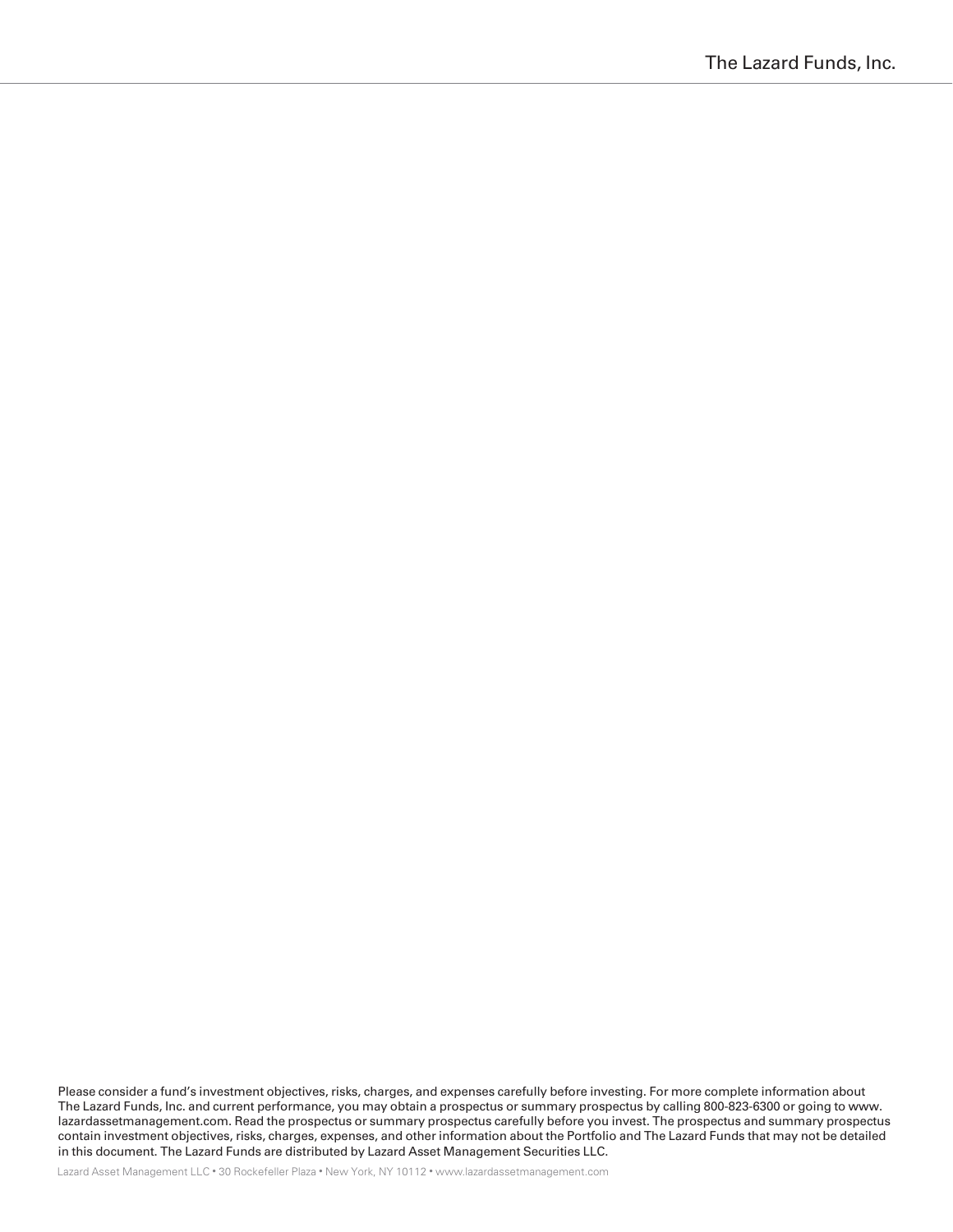Please consider a fund's investment objectives, risks, charges, and expenses carefully before investing. For more complete information about The Lazard Funds, Inc. and current performance, you may obtain a prospectus or summary prospectus by calling 800-823-6300 or going to www.lazardassetmanagement.com. Read the prospectus or summary prospectus carefully before you invest. The prospectus and summary prospectus contain investment objectives, risks, charges, expenses, and other information about the Portfolio and The Lazard Funds that may not be detailed in this document. The Lazard Funds are distributed by Lazard Asset Management Securities LLC.

Lazard Asset Management LLC • 30 Rockefeller Plaza • New York, NY 10112 • www.lazardassetmanagement.com